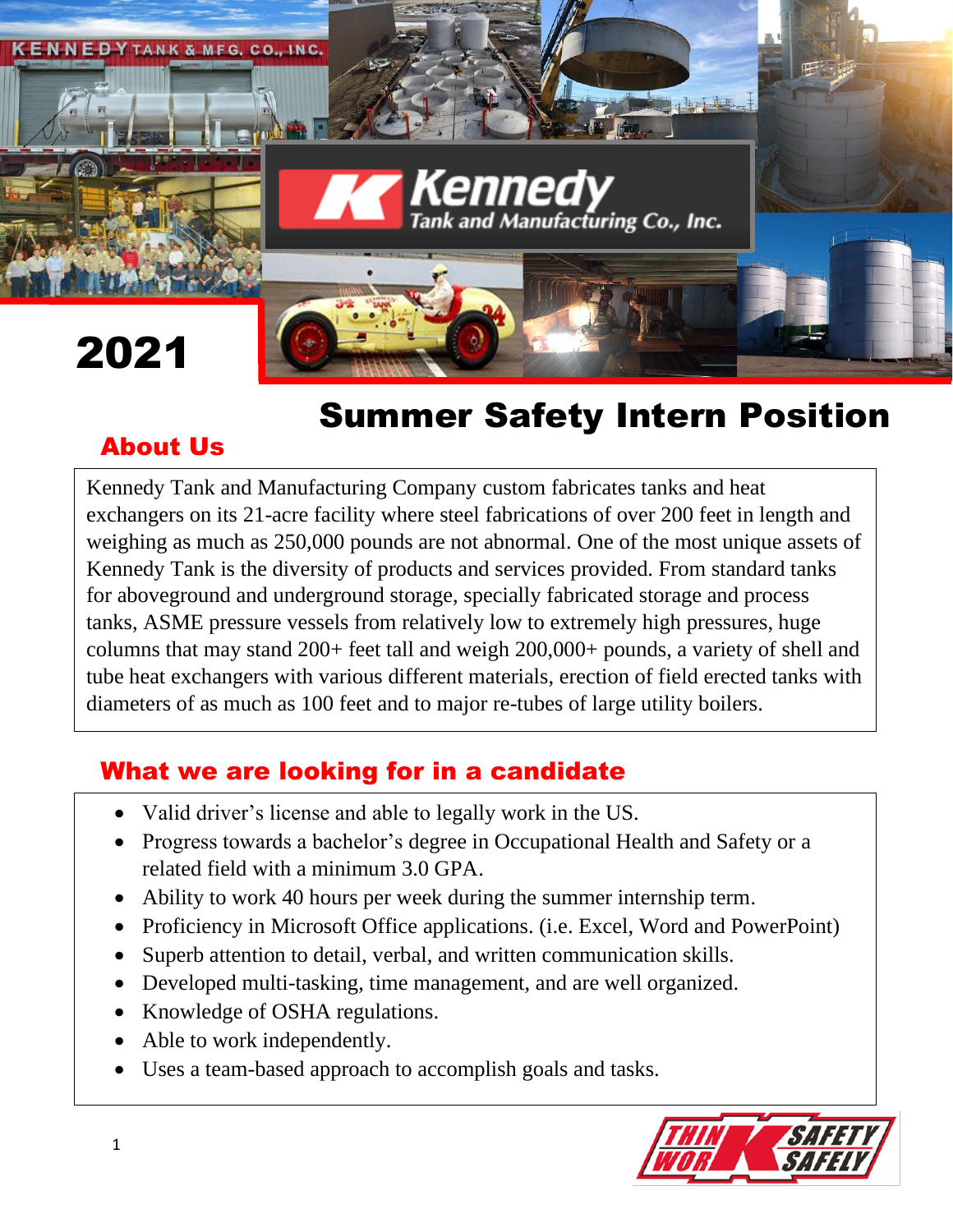Kennedy Tank and Manufacturing Co., Inc.

2021

# Summer Safety Intern Position

## About Us

Kennedy Tank and Manufacturing Company custom fabricates tanks and heat exchangers on its 21-acre facility where steel fabrications of over 200 feet in length and weighing as much as 250,000 pounds are not abnormal. One of the most unique assets of Kennedy Tank is the diversity of products and services provided. From standard tanks for aboveground and underground storage, specially fabricated storage and process tanks, ASME pressure vessels from relatively low to extremely high pressures, huge columns that may stand 200+ feet tall and weigh 200,000+ pounds, a variety of shell and tube heat exchangers with various different materials, erection of field erected tanks with diameters of as much as 100 feet and to major re-tubes of large utility boilers.

## What we are looking for in a candidate

- Valid driver's license and able to legally work in the US.
- Progress towards a bachelor's degree in Occupational Health and Safety or a related field with a minimum 3.0 GPA.
- Ability to work 40 hours per week during the summer internship term.
- Proficiency in Microsoft Office applications. (i.e. Excel, Word and PowerPoint)
- Superb attention to detail, verbal, and written communication skills.
- Developed multi-tasking, time management, and are well organized.
- Knowledge of OSHA regulations.
- Able to work independently.
- Uses a team-based approach to accomplish goals and tasks.

THINK SAFETY WORK SAFELY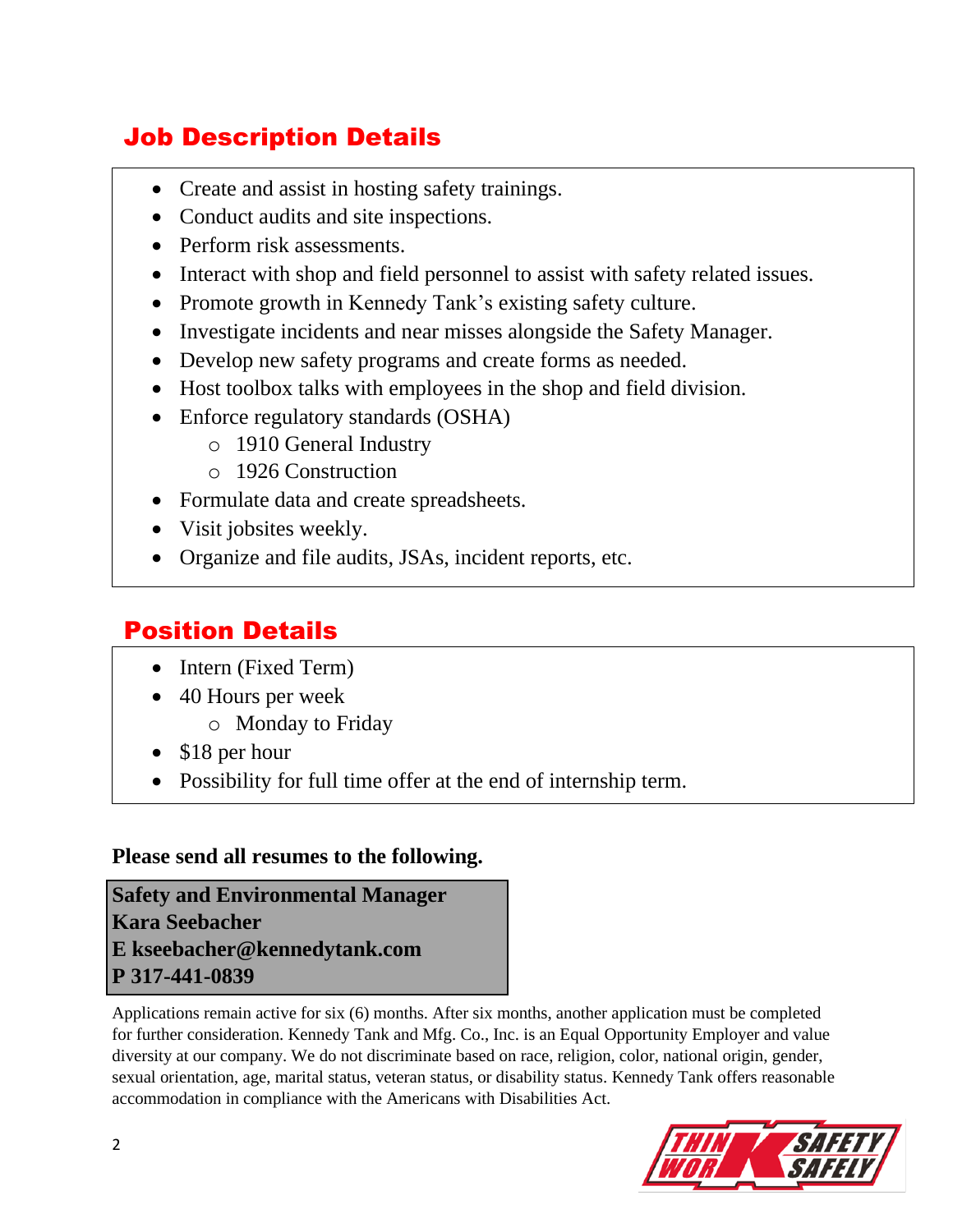## Job Description Details

- Create and assist in hosting safety trainings.
- Conduct audits and site inspections.
- Perform risk assessments.
- Interact with shop and field personnel to assist with safety related issues.
- Promote growth in Kennedy Tank's existing safety culture.
- Investigate incidents and near misses alongside the Safety Manager.
- Develop new safety programs and create forms as needed.
- Host toolbox talks with employees in the shop and field division.
- Enforce regulatory standards (OSHA)
  - 1910 General Industry
  - 1926 Construction
- Formulate data and create spreadsheets.
- Visit jobsites weekly.
- Organize and file audits, JSAs, incident reports, etc.

## Position Details

- Intern (Fixed Term)
- 40 Hours per week
  - Monday to Friday
- $18 per hour
- Possibility for full time offer at the end of internship term.

**Please send all resumes to the following.**

**Safety and Environmental Manager**
**Kara Seebacher**
**E kseebacher@kennedytank.com**
**P 317-441-0839**

Applications remain active for six (6) months. After six months, another application must be completed for further consideration. Kennedy Tank and Mfg. Co., Inc. is an Equal Opportunity Employer and value diversity at our company. We do not discriminate based on race, religion, color, national origin, gender, sexual orientation, age, marital status, veteran status, or disability status. Kennedy Tank offers reasonable accommodation in compliance with the Americans with Disabilities Act.

THINK SAFETY WORK SAFELY